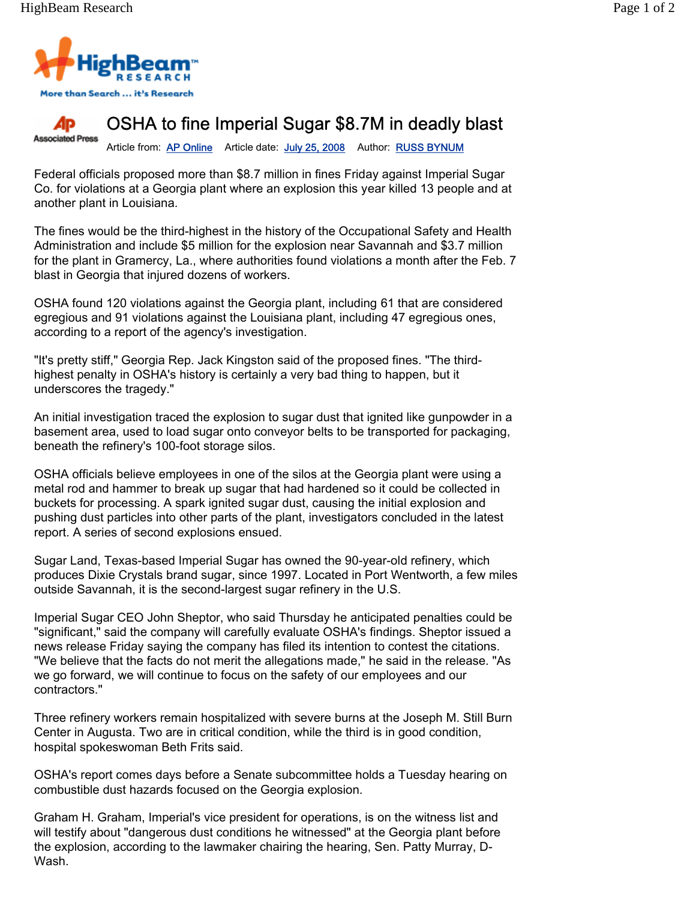# OSHA to fine Imperial Sugar $8.7M in deadly blast

Article from: AP Online Article date: July 25, 2008 Author: RUSS BYNUM

Federal officials proposed more than $8.7 million in fines Friday against Imperial Sugar Co. for violations at a Georgia plant where an explosion this year killed 13 people and at another plant in Louisiana.

The fines would be the third-highest in the history of the Occupational Safety and Health Administration and include $5 million for the explosion near Savannah and $3.7 million for the plant in Gramercy, La., where authorities found violations a month after the Feb. 7 blast in Georgia that injured dozens of workers.

OSHA found 120 violations against the Georgia plant, including 61 that are considered egregious and 91 violations against the Louisiana plant, including 47 egregious ones, according to a report of the agency's investigation.

"It's pretty stiff," Georgia Rep. Jack Kingston said of the proposed fines. "The third-highest penalty in OSHA's history is certainly a very bad thing to happen, but it underscores the tragedy."

An initial investigation traced the explosion to sugar dust that ignited like gunpowder in a basement area, used to load sugar onto conveyor belts to be transported for packaging, beneath the refinery's 100-foot storage silos.

OSHA officials believe employees in one of the silos at the Georgia plant were using a metal rod and hammer to break up sugar that had hardened so it could be collected in buckets for processing. A spark ignited sugar dust, causing the initial explosion and pushing dust particles into other parts of the plant, investigators concluded in the latest report. A series of second explosions ensued.

Sugar Land, Texas-based Imperial Sugar has owned the 90-year-old refinery, which produces Dixie Crystals brand sugar, since 1997. Located in Port Wentworth, a few miles outside Savannah, it is the second-largest sugar refinery in the U.S.

Imperial Sugar CEO John Sheptor, who said Thursday he anticipated penalties could be "significant," said the company will carefully evaluate OSHA's findings. Sheptor issued a news release Friday saying the company has filed its intention to contest the citations. "We believe that the facts do not merit the allegations made," he said in the release. "As we go forward, we will continue to focus on the safety of our employees and our contractors."

Three refinery workers remain hospitalized with severe burns at the Joseph M. Still Burn Center in Augusta. Two are in critical condition, while the third is in good condition, hospital spokeswoman Beth Frits said.

OSHA's report comes days before a Senate subcommittee holds a Tuesday hearing on combustible dust hazards focused on the Georgia explosion.

Graham H. Graham, Imperial's vice president for operations, is on the witness list and will testify about "dangerous dust conditions he witnessed" at the Georgia plant before the explosion, according to the lawmaker chairing the hearing, Sen. Patty Murray, D-Wash.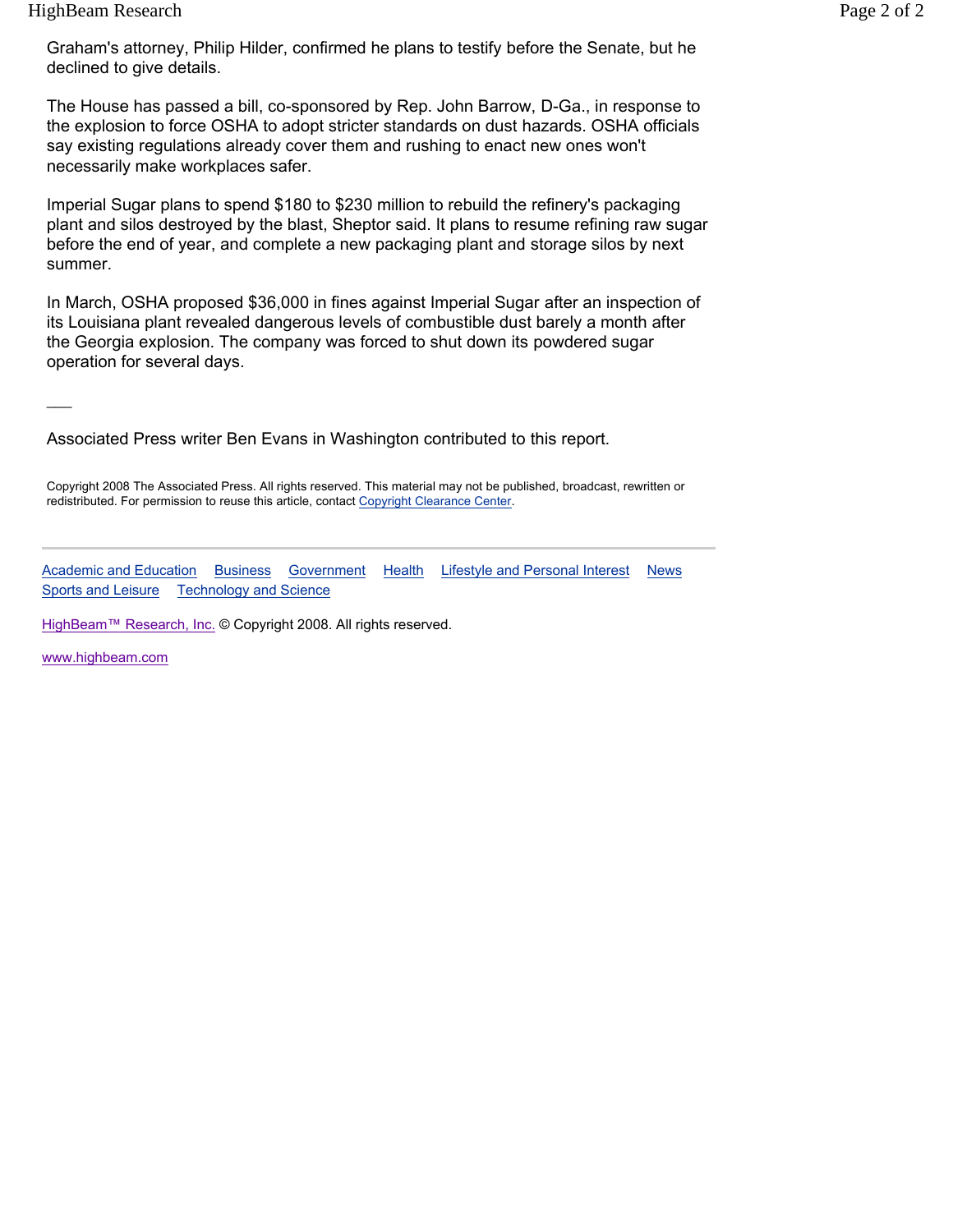Graham's attorney, Philip Hilder, confirmed he plans to testify before the Senate, but he declined to give details.

The House has passed a bill, co-sponsored by Rep. John Barrow, D-Ga., in response to the explosion to force OSHA to adopt stricter standards on dust hazards. OSHA officials say existing regulations already cover them and rushing to enact new ones won't necessarily make workplaces safer.

Imperial Sugar plans to spend $180 to $230 million to rebuild the refinery's packaging plant and silos destroyed by the blast, Sheptor said. It plans to resume refining raw sugar before the end of year, and complete a new packaging plant and storage silos by next summer.

In March, OSHA proposed $36,000 in fines against Imperial Sugar after an inspection of its Louisiana plant revealed dangerous levels of combustible dust barely a month after the Georgia explosion. The company was forced to shut down its powdered sugar operation for several days.

\_\_\_

Associated Press writer Ben Evans in Washington contributed to this report.

Copyright 2008 The Associated Press. All rights reserved. This material may not be published, broadcast, rewritten or redistributed. For permission to reuse this article, contact Copyright Clearance Center.

---

Academic and Education | Business | Government | Health | Lifestyle and Personal Interest | News | Sports and Leisure | Technology and Science

HighBeam™ Research, Inc. © Copyright 2008. All rights reserved.

www.highbeam.com